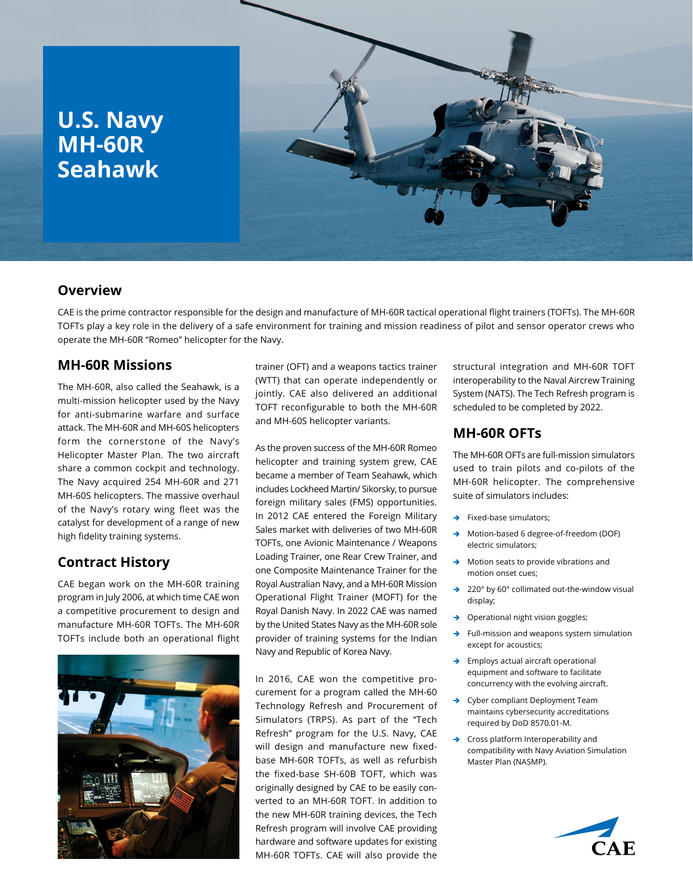# U.S. Navy MH-60R Seahawk

## Overview

CAE is the prime contractor responsible for the design and manufacture of MH-60R tactical operational flight trainers (TOFTs). The MH-60R TOFTs play a key role in the delivery of a safe environment for training and mission readiness of pilot and sensor operator crews who operate the MH-60R "Romeo" helicopter for the Navy.

## MH-60R Missions

The MH-60R, also called the Seahawk, is a multi-mission helicopter used by the Navy for anti-submarine warfare and surface attack. The MH-60R and MH-60S helicopters form the cornerstone of the Navy's Helicopter Master Plan. The two aircraft share a common cockpit and technology. The Navy acquired 254 MH-60R and 271 MH-60S helicopters. The massive overhaul of the Navy's rotary wing fleet was the catalyst for development of a range of new high fidelity training systems.

## Contract History

CAE began work on the MH-60R training program in July 2006, at which time CAE won a competitive procurement to design and manufacture MH-60R TOFTs. The MH-60R TOFTs include both an operational flight trainer (OFT) and a weapons tactics trainer (WTT) that can operate independently or jointly. CAE also delivered an additional TOFT reconfigurable to both the MH-60R and MH-60S helicopter variants.

As the proven success of the MH-60R Romeo helicopter and training system grew, CAE became a member of Team Seahawk, which includes Lockheed Martin/ Sikorsky, to pursue foreign military sales (FMS) opportunities. In 2012 CAE entered the Foreign Military Sales market with deliveries of two MH-60R TOFTs, one Avionic Maintenance / Weapons Loading Trainer, one Rear Crew Trainer, and one Composite Maintenance Trainer for the Royal Australian Navy, and a MH-60R Mission Operational Flight Trainer (MOFT) for the Royal Danish Navy. In 2022 CAE was named by the United States Navy as the MH-60R sole provider of training systems for the Indian Navy and Republic of Korea Navy.

In 2016, CAE won the competitive procurement for a program called the MH-60 Technology Refresh and Procurement of Simulators (TRPS). As part of the "Tech Refresh" program for the U.S. Navy, CAE will design and manufacture new fixed-base MH-60R TOFTs, as well as refurbish the fixed-base SH-60B TOFT, which was originally designed by CAE to be easily converted to an MH-60R TOFT. In addition to the new MH-60R training devices, the Tech Refresh program will involve CAE providing hardware and software updates for existing MH-60R TOFTs. CAE will also provide the structural integration and MH-60R TOFT interoperability to the Naval Aircrew Training System (NATS). The Tech Refresh program is scheduled to be completed by 2022.

## MH-60R OFTs

The MH-60R OFTs are full-mission simulators used to train pilots and co-pilots of the MH-60R helicopter. The comprehensive suite of simulators includes:

- Fixed-base simulators;
- Motion-based 6 degree-of-freedom (DOF) electric simulators;
- Motion seats to provide vibrations and motion onset cues;
- 220° by 60° collimated out-the-window visual display;
- Operational night vision goggles;
- Full-mission and weapons system simulation except for acoustics;
- Employs actual aircraft operational equipment and software to facilitate concurrency with the evolving aircraft.
- Cyber compliant Deployment Team maintains cybersecurity accreditations required by DoD 8570.01-M.
- Cross platform Interoperability and compatibility with Navy Aviation Simulation Master Plan (NASMP).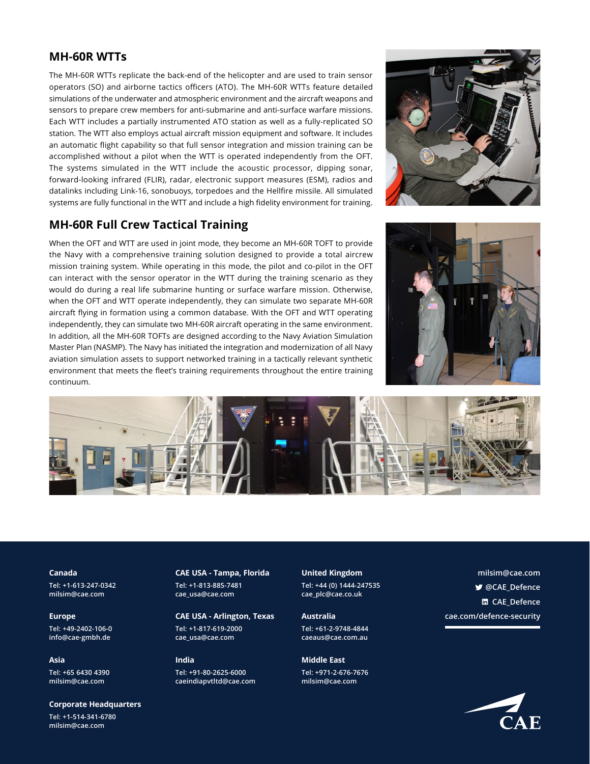## MH-60R WTTs

The MH-60R WTTs replicate the back-end of the helicopter and are used to train sensor operators (SO) and airborne tactics officers (ATO). The MH-60R WTTs feature detailed simulations of the underwater and atmospheric environment and the aircraft weapons and sensors to prepare crew members for anti-submarine and anti-surface warfare missions. Each WTT includes a partially instrumented ATO station as well as a fully-replicated SO station. The WTT also employs actual aircraft mission equipment and software. It includes an automatic flight capability so that full sensor integration and mission training can be accomplished without a pilot when the WTT is operated independently from the OFT. The systems simulated in the WTT include the acoustic processor, dipping sonar, forward-looking infrared (FLIR), radar, electronic support measures (ESM), radios and datalinks including Link-16, sonobuoys, torpedoes and the Hellfire missile. All simulated systems are fully functional in the WTT and include a high fidelity environment for training.

## MH-60R Full Crew Tactical Training

When the OFT and WTT are used in joint mode, they become an MH-60R TOFT to provide the Navy with a comprehensive training solution designed to provide a total aircrew mission training system. While operating in this mode, the pilot and co-pilot in the OFT can interact with the sensor operator in the WTT during the training scenario as they would do during a real life submarine hunting or surface warfare mission. Otherwise, when the OFT and WTT operate independently, they can simulate two separate MH-60R aircraft flying in formation using a common database. With the OFT and WTT operating independently, they can simulate two MH-60R aircraft operating in the same environment. In addition, all the MH-60R TOFTs are designed according to the Navy Aviation Simulation Master Plan (NASMP). The Navy has initiated the integration and modernization of all Navy aviation simulation assets to support networked training in a tactically relevant synthetic environment that meets the fleet's training requirements throughout the entire training continuum.

**Canada**
Tel: +1-613-247-0342
milsim@cae.com

**Europe**
Tel: +49-2402-106-0
info@cae-gmbh.de

**Asia**
Tel: +65 6430 4390
milsim@cae.com

**Corporate Headquarters**
Tel: +1-514-341-6780
milsim@cae.com

**CAE USA - Tampa, Florida**
Tel: +1-813-885-7481
cae_usa@cae.com

**CAE USA - Arlington, Texas**
Tel: +1-817-619-2000
cae_usa@cae.com

**India**
Tel: +91-80-2625-6000
caeindiapvtltd@cae.com

**United Kingdom**
Tel: +44 (0) 1444-247535
cae_plc@cae.co.uk

**Australia**
Tel: +61-2-9748-4844
caeaus@cae.com.au

**Middle East**
Tel: +971-2-676-7676
milsim@cae.com

milsim@cae.com
@CAE_Defence
CAE_Defence
cae.com/defence-security

CAE